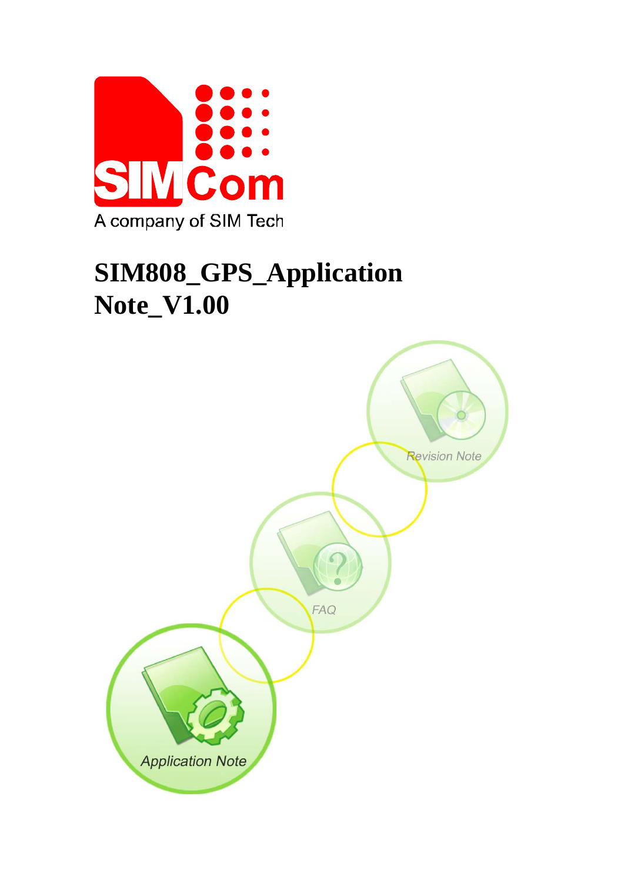# SIM808_GPS_Application Note_V1.00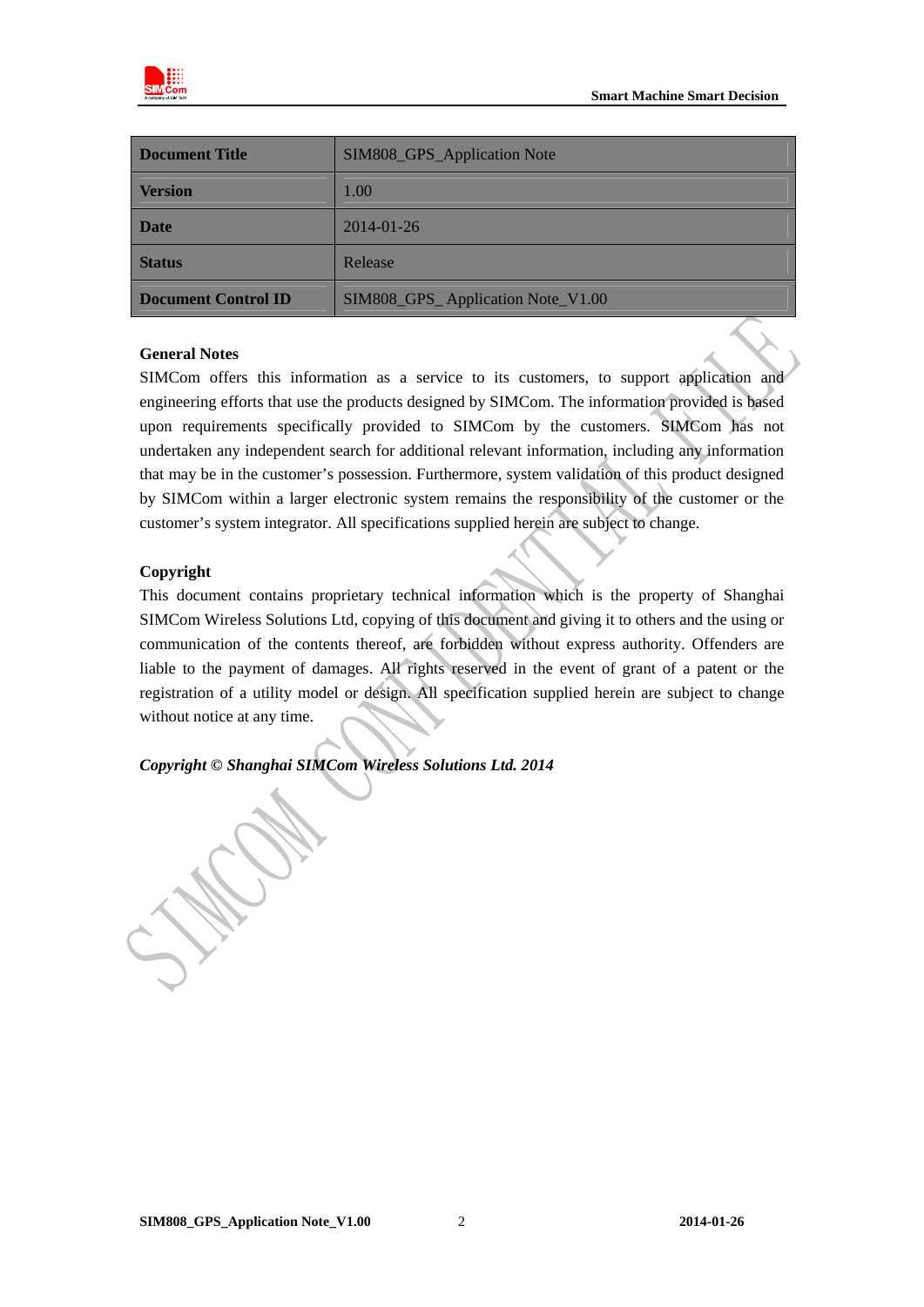| Document Title | SIM808_GPS_Application Note |
| --- | --- |
| Version | 1.00 |
| Date | 2014-01-26 |
| Status | Release |
| Document Control ID | SIM808_GPS_ Application Note_V1.00 |

**General Notes**

SIMCom offers this information as a service to its customers, to support application and engineering efforts that use the products designed by SIMCom. The information provided is based upon requirements specifically provided to SIMCom by the customers. SIMCom has not undertaken any independent search for additional relevant information, including any information that may be in the customer's possession. Furthermore, system validation of this product designed by SIMCom within a larger electronic system remains the responsibility of the customer or the customer's system integrator. All specifications supplied herein are subject to change.

**Copyright**

This document contains proprietary technical information which is the property of Shanghai SIMCom Wireless Solutions Ltd, copying of this document and giving it to others and the using or communication of the contents thereof, are forbidden without express authority. Offenders are liable to the payment of damages. All rights reserved in the event of grant of a patent or the registration of a utility model or design. All specification supplied herein are subject to change without notice at any time.

***Copyright © Shanghai SIMCom Wireless Solutions Ltd. 2014***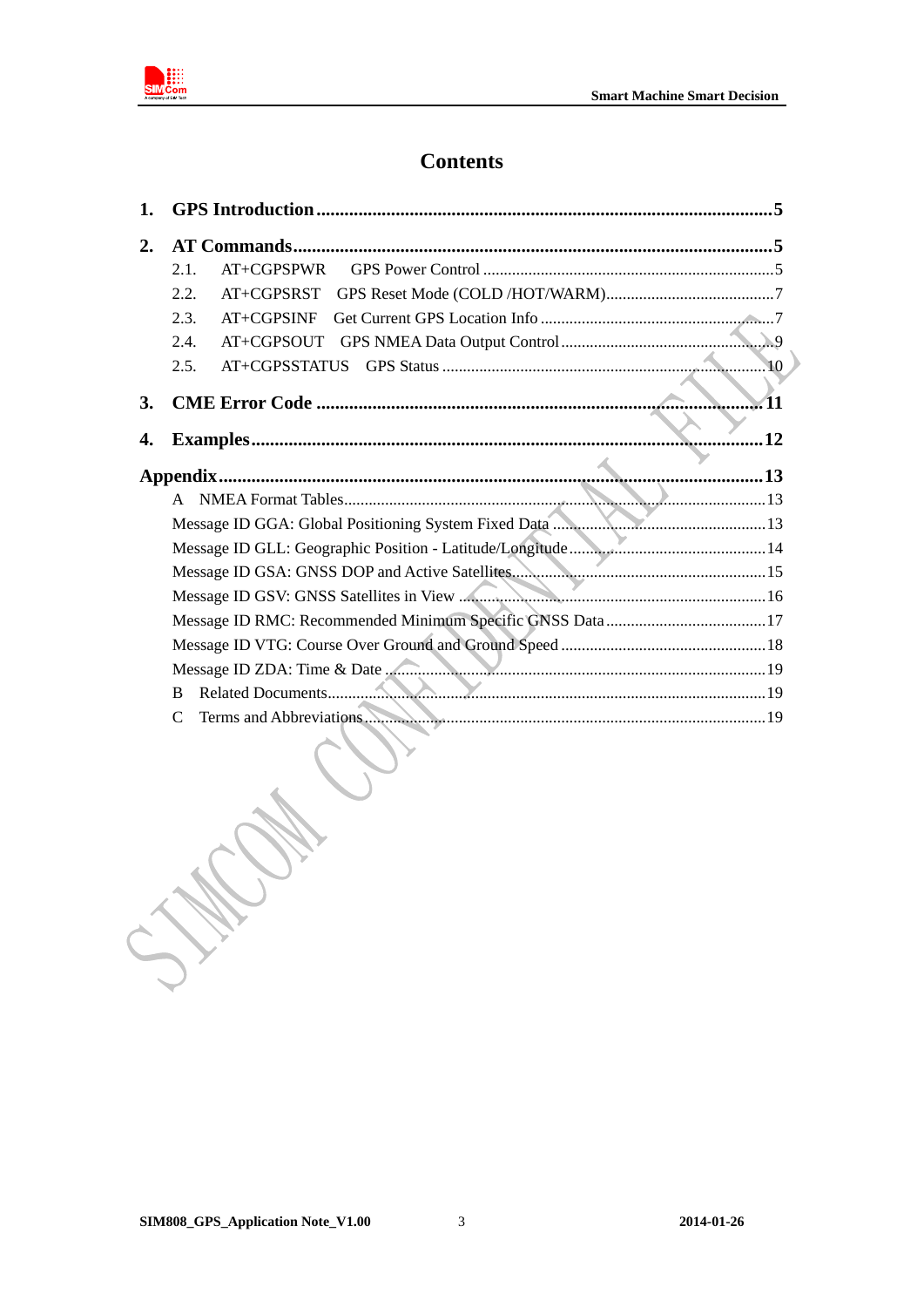# Contents

1. **GPS Introduction** ........................................................................................... 5
2. **AT Commands** ................................................................................................ 5
   - 2.1. AT+CGPSPWR GPS Power Control ........................................................... 5
   - 2.2. AT+CGPSRST GPS Reset Mode (COLD /HOT/WARM) ............................. 7
   - 2.3. AT+CGPSINF Get Current GPS Location Info ............................................. 7
   - 2.4. AT+CGPSOUT GPS NMEA Data Output Control ........................................ 9
   - 2.5. AT+CGPSSTATUS GPS Status ................................................................ 10
3. **CME Error Code** .......................................................................................... 11
4. **Examples** ...................................................................................................... 12

**Appendix** ............................................................................................................ 13

- A NMEA Format Tables ........................................................................................ 13
- Message ID GGA: Global Positioning System Fixed Data ..................................... 13
- Message ID GLL: Geographic Position - Latitude/Longitude .................................. 14
- Message ID GSA: GNSS DOP and Active Satellites .............................................. 15
- Message ID GSV: GNSS Satellites in View ........................................................... 16
- Message ID RMC: Recommended Minimum Specific GNSS Data ......................... 17
- Message ID VTG: Course Over Ground and Ground Speed ................................... 18
- Message ID ZDA: Time & Date ............................................................................. 19
- B Related Documents ............................................................................................ 19
- C Terms and Abbreviations .................................................................................... 19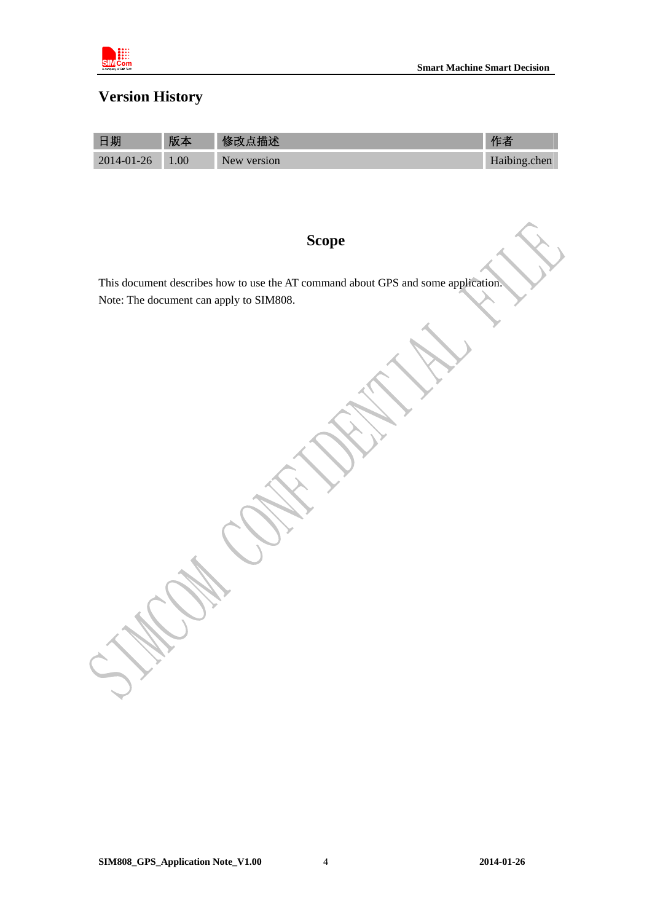# Version History

| 日期 | 版本 | 修改点描述 | 作者 |
|---|---|---|---|
| 2014-01-26 | 1.00 | New version | Haibing.chen |

## Scope

This document describes how to use the AT command about GPS and some application.
Note: The document can apply to SIM808.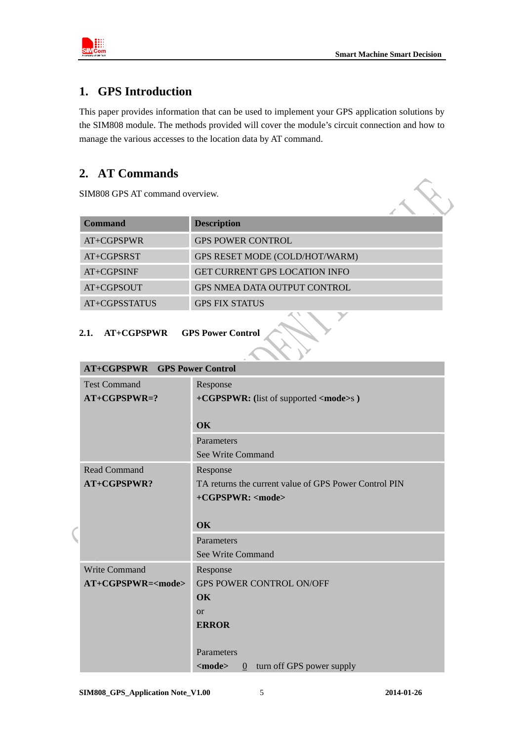# 1. GPS Introduction

This paper provides information that can be used to implement your GPS application solutions by the SIM808 module. The methods provided will cover the module's circuit connection and how to manage the various accesses to the location data by AT command.

# 2. AT Commands

SIM808 GPS AT command overview.

| **Command** | **Description** |
|---|---|
| AT+CGPSPWR | GPS POWER CONTROL |
| AT+CGPSRST | GPS RESET MODE (COLD/HOT/WARM) |
| AT+CGPSINF | GET CURRENT GPS LOCATION INFO |
| AT+CGPSOUT | GPS NMEA DATA OUTPUT CONTROL |
| AT+CGPSSTATUS | GPS FIX STATUS |

## 2.1. AT+CGPSPWR GPS Power Control

| **AT+CGPSPWR GPS Power Control** | |
|---|---|
| Test Command<br>**AT+CGPSPWR=?** | Response<br>**+CGPSPWR: (**list of supported **<mode>**s **)**<br><br>**OK** |
| | Parameters<br>See Write Command |
| Read Command<br>**AT+CGPSPWR?** | Response<br>TA returns the current value of GPS Power Control PIN<br>**+CGPSPWR: <mode>**<br><br>**OK** |
| | Parameters<br>See Write Command |
| Write Command<br>**AT+CGPSPWR=<mode>** | Response<br>GPS POWER CONTROL ON/OFF<br>**OK**<br>or<br>**ERROR**<br><br>Parameters<br>**<mode>** 0 turn off GPS power supply |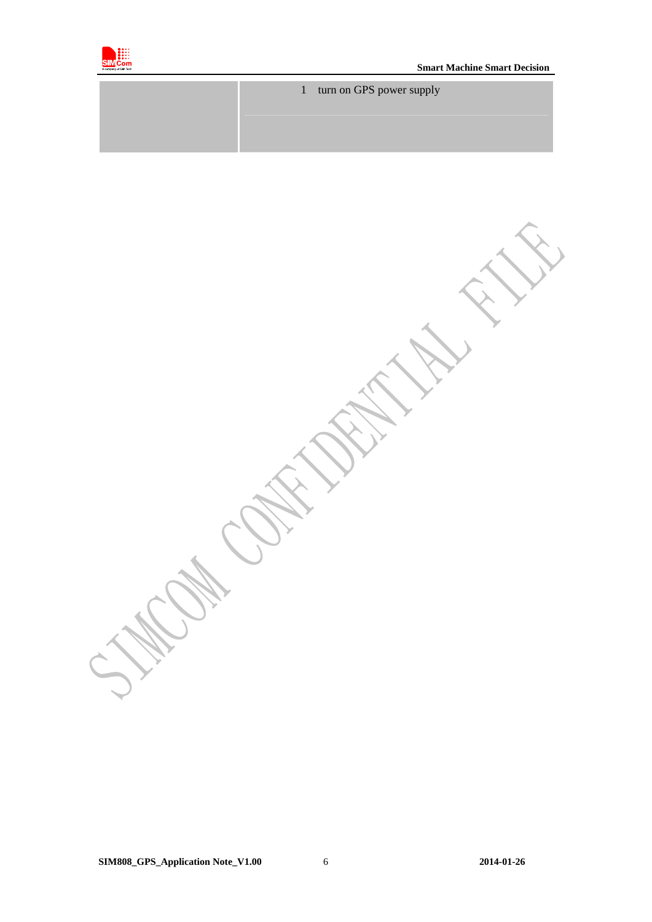| | |
|---|---|
| | 1 turn on GPS power supply |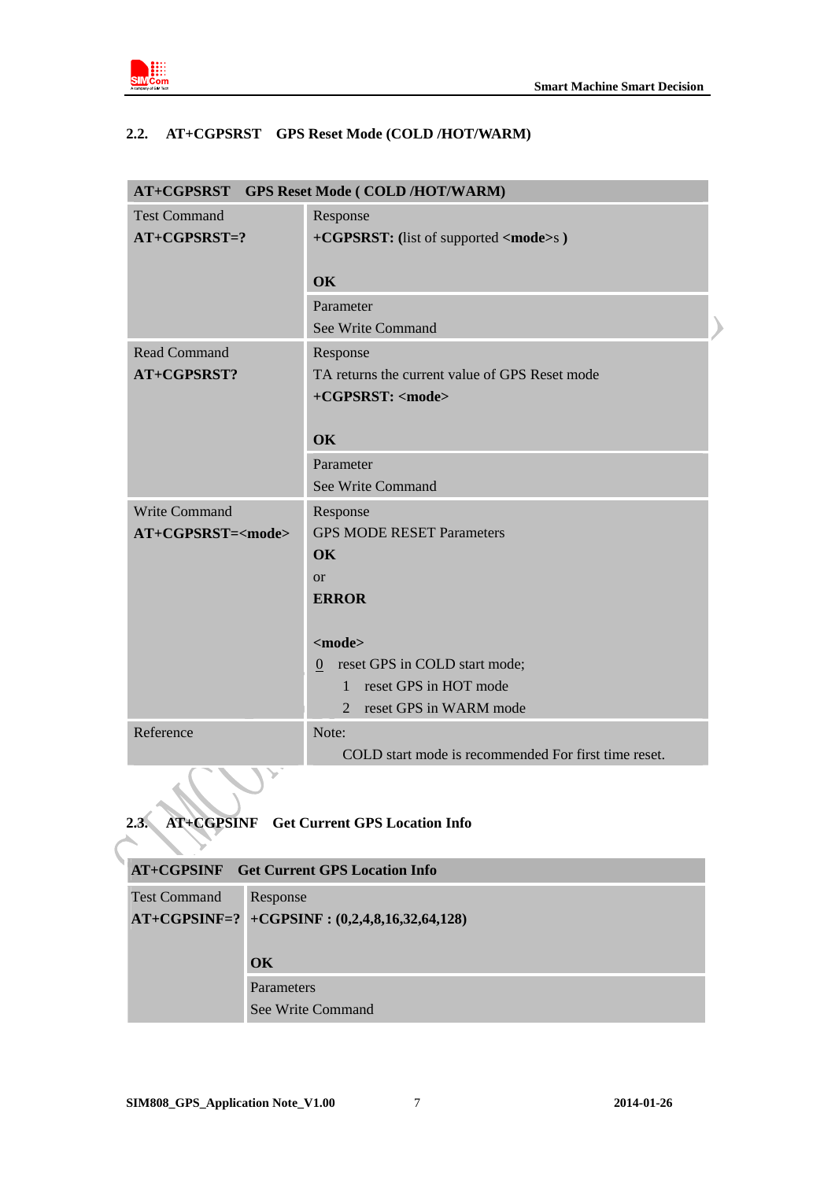## 2.2. AT+CGPSRST GPS Reset Mode (COLD /HOT/WARM)

| AT+CGPSRST GPS Reset Mode ( COLD /HOT/WARM) | |
|---|---|
| Test Command<br>**AT+CGPSRST=?** | Response<br>**+CGPSRST: (**list of supported **<mode>**s **)**<br><br>**OK** |
| | Parameter<br>See Write Command |
| Read Command<br>**AT+CGPSRST?** | Response<br>TA returns the current value of GPS Reset mode<br>**+CGPSRST: <mode>**<br><br>**OK** |
| | Parameter<br>See Write Command |
| Write Command<br>**AT+CGPSRST=<mode>** | Response<br>GPS MODE RESET Parameters<br>**OK**<br>or<br>**ERROR**<br><br>**<mode>**<br>0 reset GPS in COLD start mode;<br>1 reset GPS in HOT mode<br>2 reset GPS in WARM mode |
| Reference | Note:<br>COLD start mode is recommended For first time reset. |

## 2.3. AT+CGPSINF Get Current GPS Location Info

| AT+CGPSINF Get Current GPS Location Info | |
|---|---|
| Test Command<br>**AT+CGPSINF=?** | Response<br>**+CGPSINF : (0,2,4,8,16,32,64,128)**<br><br>**OK** |
| | Parameters<br>See Write Command |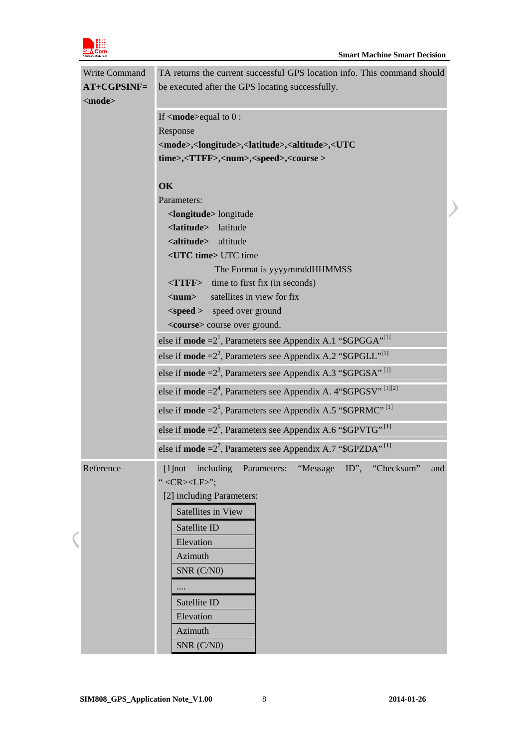| Write Command **AT+CGPSINF=\<mode\>** | TA returns the current successful GPS location info. This command should be executed after the GPS locating successfully. |
|---|---|
| | If **\<mode\>**equal to 0 :<br>Response<br>**\<mode\>,\<longitude\>,\<latitude\>,\<altitude\>,\<UTC time\>,\<TTFF\>,\<num\>,\<speed\>,\<course \>**<br><br>**OK**<br>Parameters:<br>**\<longitude\>** longitude<br>**\<latitude\>** latitude<br>**\<altitude\>** altitude<br>**\<UTC time\>** UTC time<br>The Format is yyyymmddHHMMSS<br>**\<TTFF\>** time to first fix (in seconds)<br>**\<num\>** satellites in view for fix<br>**\<speed \>** speed over ground<br>**\<course\>** course over ground. |
| | else if **mode** =$2^1$, Parameters see Appendix A.1 "$GPGGA"[1] |
| | else if **mode** =$2^2$, Parameters see Appendix A.2 "$GPGLL"[1] |
| | else if **mode** =$2^3$, Parameters see Appendix A.3 "$GPGSA" [1] |
| | else if **mode** =$2^4$, Parameters see Appendix A. 4"$GPGSV" [1][2] |
| | else if **mode** =$2^5$, Parameters see Appendix A.5 "$GPRMC" [1] |
| | else if **mode** =$2^6$, Parameters see Appendix A.6 "$GPVTG" [1] |
| | else if **mode** =$2^7$, Parameters see Appendix A.7 "$GPZDA" [1] |
| Reference | [1]not including Parameters: "Message ID", "Checksum" and " \<CR\>\<LF\>";<br>[2] including Parameters:<br>Satellites in View<br>Satellite ID<br>Elevation<br>Azimuth<br>SNR (C/N0)<br>....<br>Satellite ID<br>Elevation<br>Azimuth<br>SNR (C/N0) |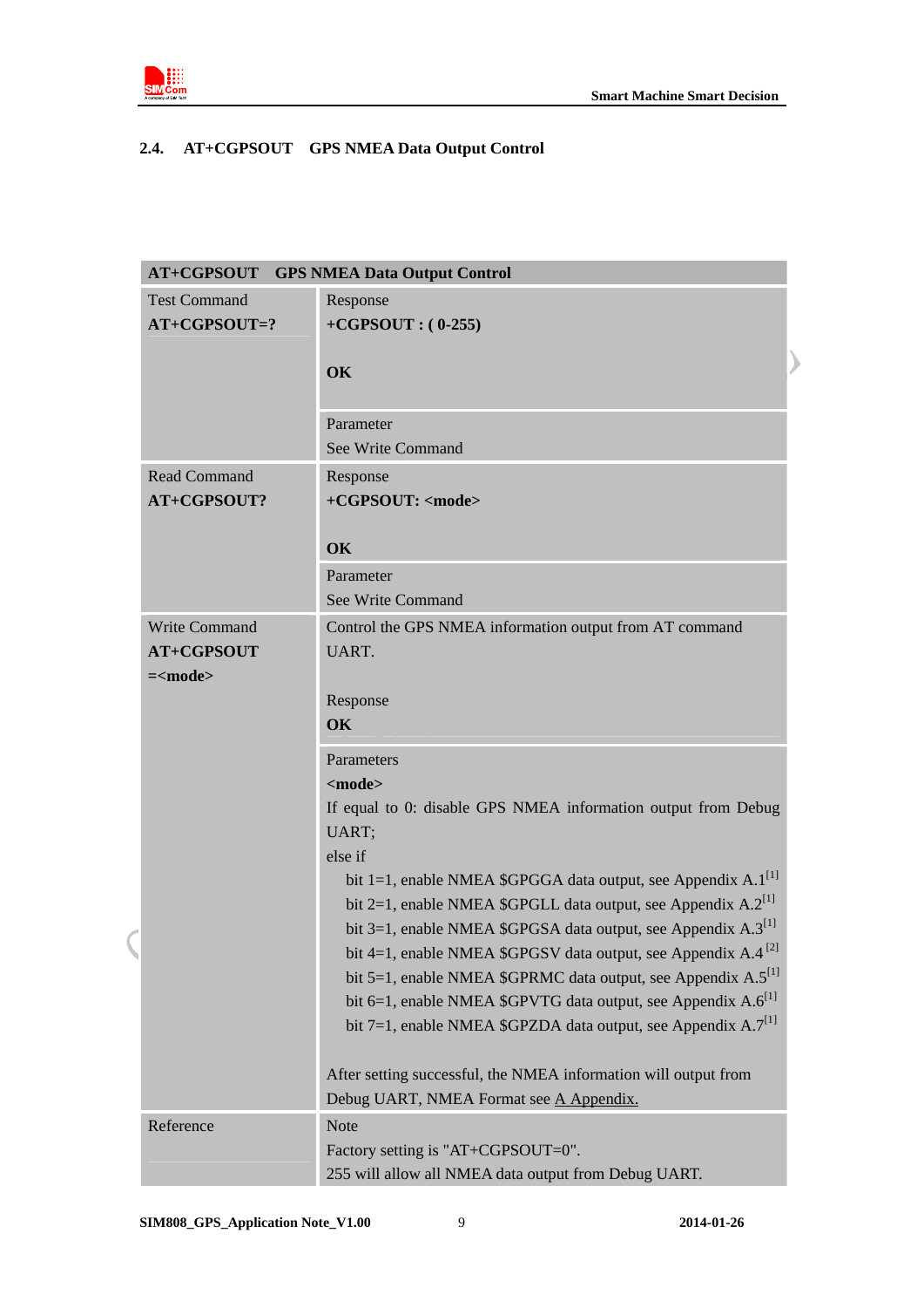## 2.4. AT+CGPSOUT GPS NMEA Data Output Control

| AT+CGPSOUT GPS NMEA Data Output Control | |
|---|---|
| Test Command<br>**AT+CGPSOUT=?** | Response<br>**+CGPSOUT : ( 0-255)**<br><br>**OK** |
| | Parameter<br>See Write Command |
| Read Command<br>**AT+CGPSOUT?** | Response<br>**+CGPSOUT: <mode>**<br><br>**OK** |
| | Parameter<br>See Write Command |
| Write Command<br>**AT+CGPSOUT =<mode>** | Control the GPS NMEA information output from AT command UART.<br><br>Response<br>**OK** |
| | Parameters<br>**<mode>**<br>If equal to 0: disable GPS NMEA information output from Debug UART;<br>else if<br>bit 1=1, enable NMEA $GPGGA data output, see Appendix A.1[1]<br>bit 2=1, enable NMEA $GPGLL data output, see Appendix A.2[1]<br>bit 3=1, enable NMEA $GPGSA data output, see Appendix A.3[1]<br>bit 4=1, enable NMEA $GPGSV data output, see Appendix A.4 [2]<br>bit 5=1, enable NMEA $GPRMC data output, see Appendix A.5[1]<br>bit 6=1, enable NMEA $GPVTG data output, see Appendix A.6[1]<br>bit 7=1, enable NMEA $GPZDA data output, see Appendix A.7[1]<br><br>After setting successful, the NMEA information will output from Debug UART, NMEA Format see A Appendix. |
| Reference | Note<br>Factory setting is "AT+CGPSOUT=0".<br>255 will allow all NMEA data output from Debug UART. |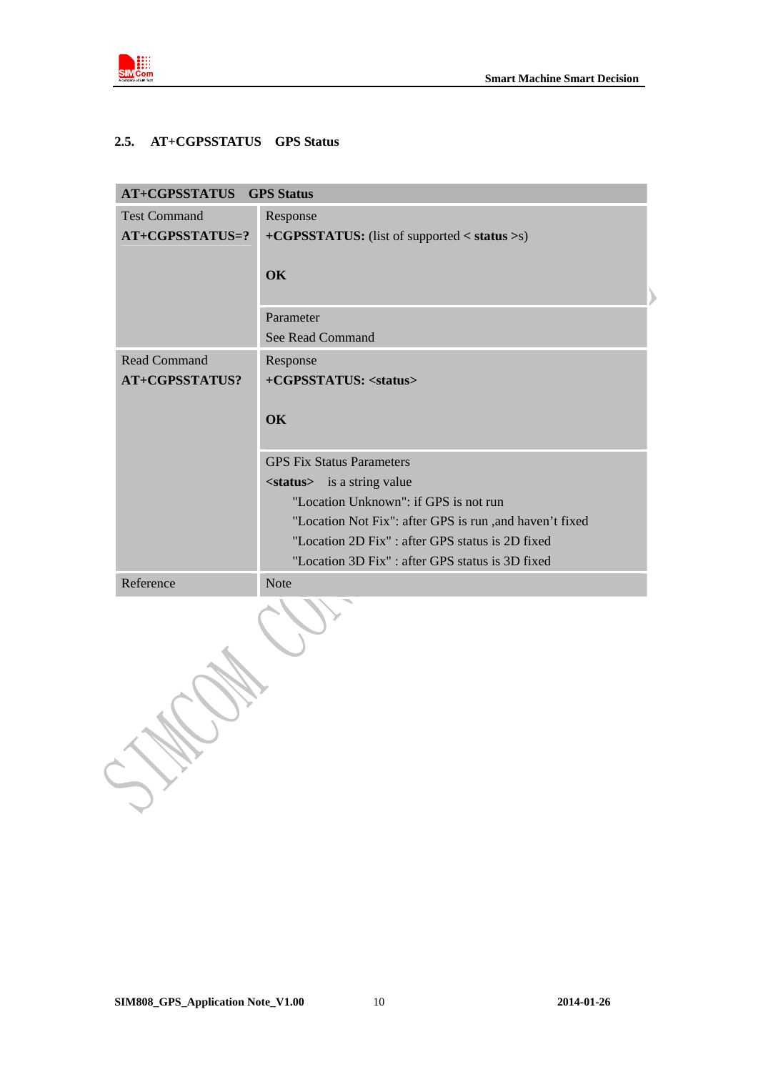## 2.5. AT+CGPSSTATUS GPS Status

| AT+CGPSSTATUS GPS Status | |
|---|---|
| Test Command<br>**AT+CGPSSTATUS=?** | Response<br>**+CGPSSTATUS:** (list of supported **< status** >s)<br><br>**OK** |
| | Parameter<br>See Read Command |
| Read Command<br>**AT+CGPSSTATUS?** | Response<br>**+CGPSSTATUS: <status>**<br><br>**OK** |
| | GPS Fix Status Parameters<br>**<status>** is a string value<br>"Location Unknown": if GPS is not run<br>"Location Not Fix": after GPS is run ,and haven't fixed<br>"Location 2D Fix" : after GPS status is 2D fixed<br>"Location 3D Fix" : after GPS status is 3D fixed |
| Reference | Note |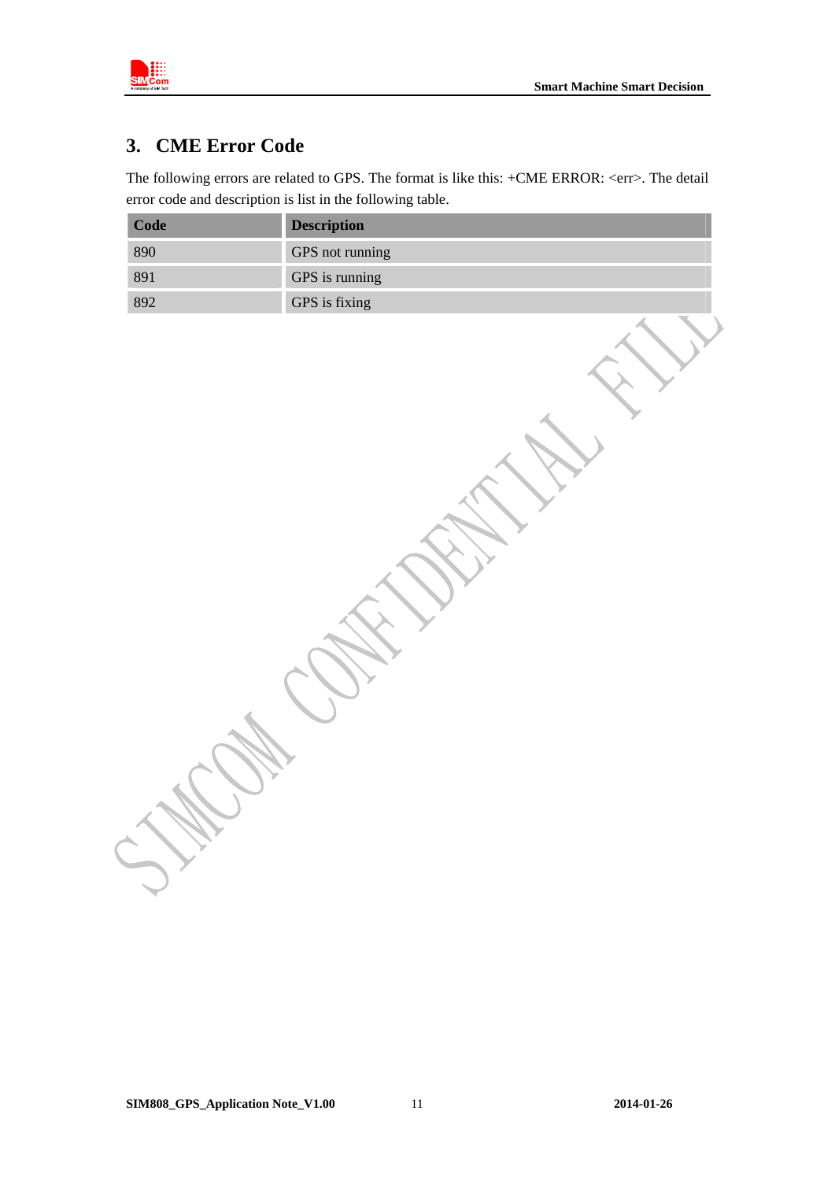# 3. CME Error Code

The following errors are related to GPS. The format is like this: +CME ERROR: <err>. The detail error code and description is list in the following table.

| Code | Description |
| --- | --- |
| 890 | GPS not running |
| 891 | GPS is running |
| 892 | GPS is fixing |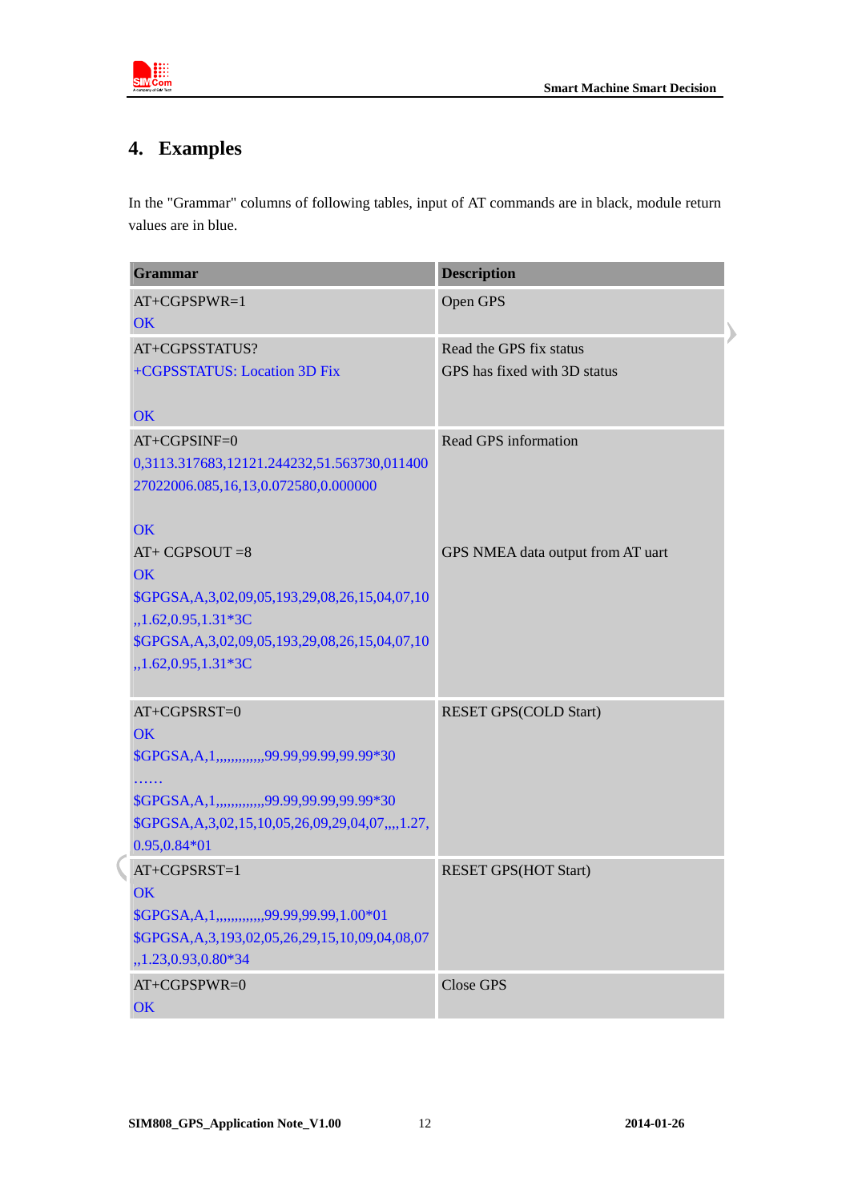# 4. Examples

In the "Grammar" columns of following tables, input of AT commands are in black, module return values are in blue.

| Grammar | Description |
|---|---|
| AT+CGPSPWR=1<br>OK | Open GPS |
| AT+CGPSSTATUS?<br>+CGPSSTATUS: Location 3D Fix<br><br>OK | Read the GPS fix status<br>GPS has fixed with 3D status |
| AT+CGPSINF=0<br>0,3113.317683,12121.244232,51.563730,011400<br>27022006.085,16,13,0.072580,0.000000<br><br>OK<br>AT+ CGPSOUT =8<br>OK<br>$GPGSA,A,3,02,09,05,193,29,08,26,15,04,07,10<br>,,1.62,0.95,1.31*3C<br>$GPGSA,A,3,02,09,05,193,29,08,26,15,04,07,10<br>,,1.62,0.95,1.31*3C | Read GPS information<br><br><br><br><br>GPS NMEA data output from AT uart |
| AT+CGPSRST=0<br>OK<br>$GPGSA,A,1,,,,,,,,,,,,,99.99,99.99,99.99*30<br>……<br>$GPGSA,A,1,,,,,,,,,,,,,99.99,99.99,99.99*30<br>$GPGSA,A,3,02,15,10,05,26,09,29,04,07,,,,1.27,<br>0.95,0.84*01 | RESET GPS(COLD Start) |
| AT+CGPSRST=1<br>OK<br>$GPGSA,A,1,,,,,,,,,,,,,99.99,99.99,1.00*01<br>$GPGSA,A,3,193,02,05,26,29,15,10,09,04,08,07<br>,,1.23,0.93,0.80*34 | RESET GPS(HOT Start) |
| AT+CGPSPWR=0<br>OK | Close GPS |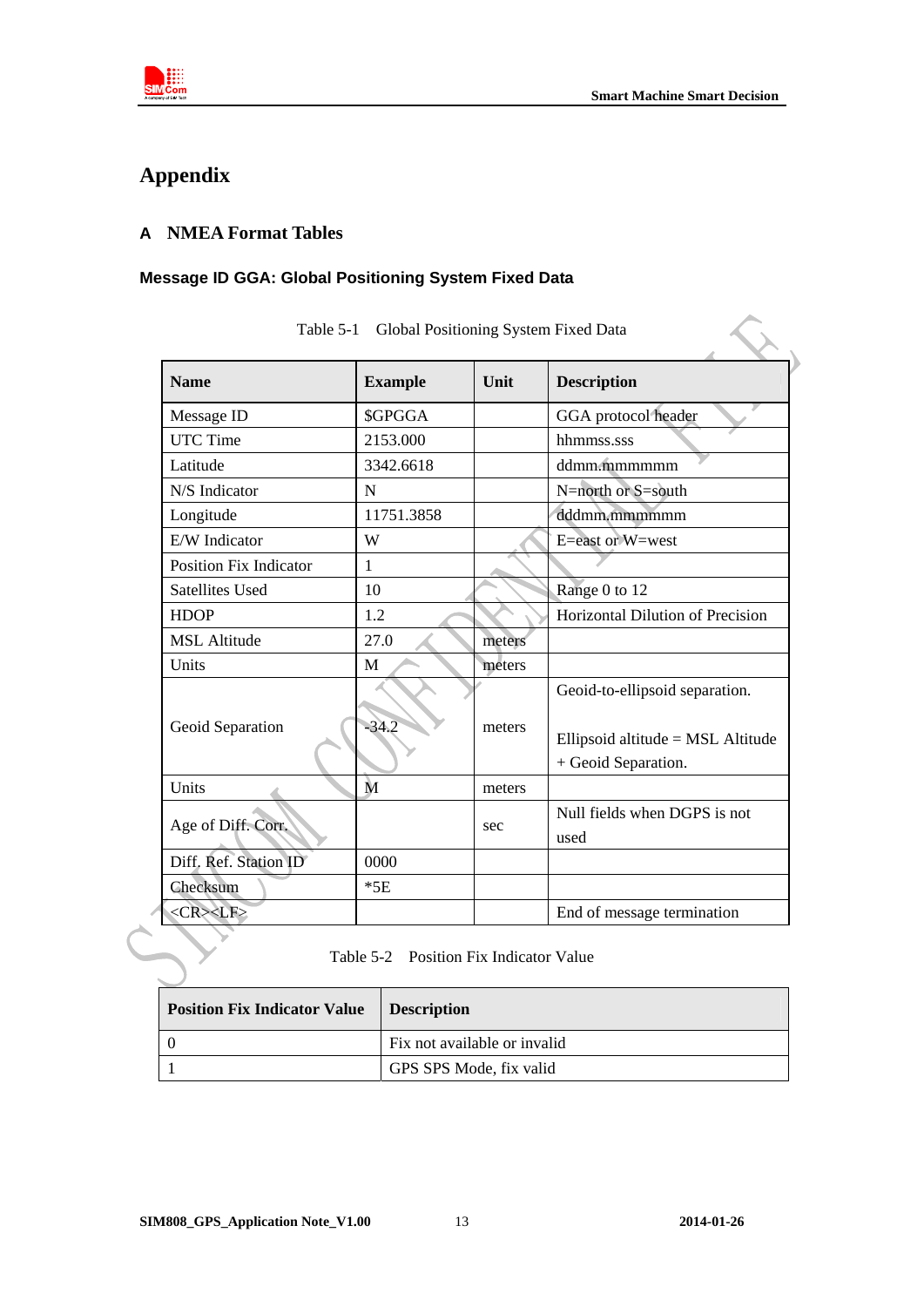# Appendix

## A NMEA Format Tables

### Message ID GGA: Global Positioning System Fixed Data

Table 5-1 Global Positioning System Fixed Data

| Name | Example | Unit | Description |
|---|---|---|---|
| Message ID | $GPGGA | | GGA protocol header |
| UTC Time | 2153.000 | | hhmmss.sss |
| Latitude | 3342.6618 | | ddmm.mmmmmm |
| N/S Indicator | N | | N=north or S=south |
| Longitude | 11751.3858 | | dddmm.mmmmmm |
| E/W Indicator | W | | E=east or W=west |
| Position Fix Indicator | 1 | | |
| Satellites Used | 10 | | Range 0 to 12 |
| HDOP | 1.2 | | Horizontal Dilution of Precision |
| MSL Altitude | 27.0 | meters | |
| Units | M | meters | |
| Geoid Separation | -34.2 | meters | Geoid-to-ellipsoid separation. Ellipsoid altitude = MSL Altitude + Geoid Separation. |
| Units | M | meters | |
| Age of Diff. Corr. | | sec | Null fields when DGPS is not used |
| Diff. Ref. Station ID | 0000 | | |
| Checksum | *5E | | |
| <CR><LF> | | | End of message termination |

Table 5-2 Position Fix Indicator Value

| Position Fix Indicator Value | Description |
|---|---|
| 0 | Fix not available or invalid |
| 1 | GPS SPS Mode, fix valid |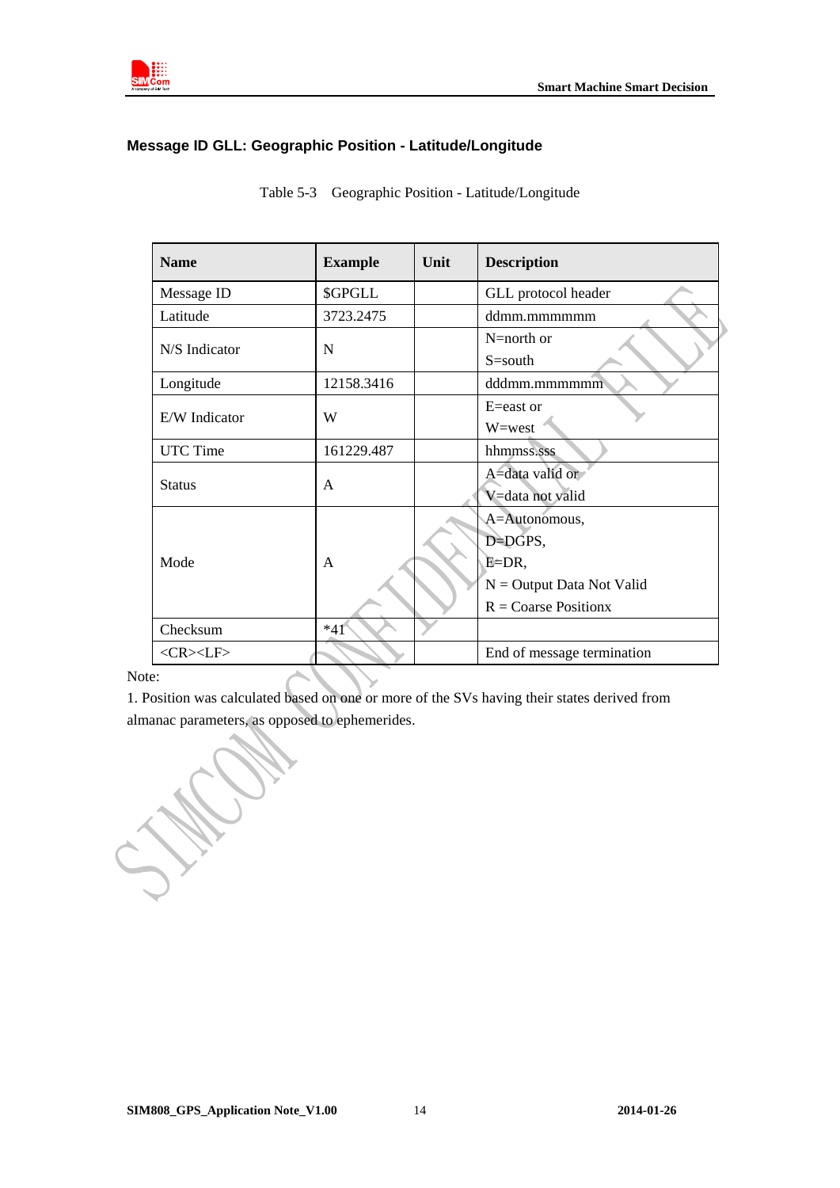### Message ID GLL: Geographic Position - Latitude/Longitude

Table 5-3 Geographic Position - Latitude/Longitude

| Name | Example | Unit | Description |
|---|---|---|---|
| Message ID | $GPGLL | | GLL protocol header |
| Latitude | 3723.2475 | | ddmm.mmmmmm |
| N/S Indicator | N | | N=north or<br>S=south |
| Longitude | 12158.3416 | | dddmm.mmmmmm |
| E/W Indicator | W | | E=east or<br>W=west |
| UTC Time | 161229.487 | | hhmmss.sss |
| Status | A | | A=data valid or<br>V=data not valid |
| Mode | A | | A=Autonomous,<br>D=DGPS,<br>E=DR,<br>N = Output Data Not Valid<br>R = Coarse Positionx |
| Checksum | *41 | | |
| <CR><LF> | | | End of message termination |

Note:

1. Position was calculated based on one or more of the SVs having their states derived from almanac parameters, as opposed to ephemerides.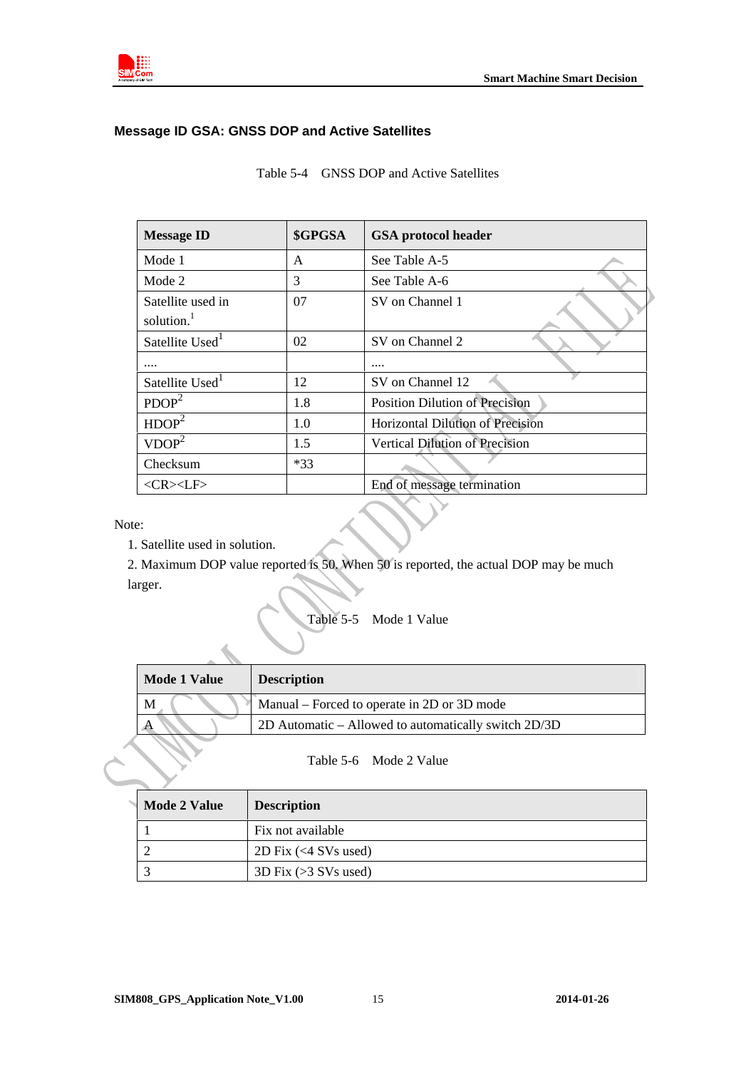### Message ID GSA: GNSS DOP and Active Satellites

Table 5-4 GNSS DOP and Active Satellites

| Message ID | $GPGSA | GSA protocol header |
|---|---|---|
| Mode 1 | A | See Table A-5 |
| Mode 2 | 3 | See Table A-6 |
| Satellite used in solution.[1] | 07 | SV on Channel 1 |
| Satellite Used[1] | 02 | SV on Channel 2 |
| .... | | .... |
| Satellite Used[1] | 12 | SV on Channel 12 |
| PDOP[2] | 1.8 | Position Dilution of Precision |
| HDOP[2] | 1.0 | Horizontal Dilution of Precision |
| VDOP[2] | 1.5 | Vertical Dilution of Precision |
| Checksum | *33 | |
| <CR><LF> | | End of message termination |

Note:

1. Satellite used in solution.
2. Maximum DOP value reported is 50. When 50 is reported, the actual DOP may be much larger.

Table 5-5 Mode 1 Value

| Mode 1 Value | Description |
|---|---|
| M | Manual – Forced to operate in 2D or 3D mode |
| A | 2D Automatic – Allowed to automatically switch 2D/3D |

Table 5-6 Mode 2 Value

| Mode 2 Value | Description |
|---|---|
| 1 | Fix not available |
| 2 | 2D Fix (<4 SVs used) |
| 3 | 3D Fix (>3 SVs used) |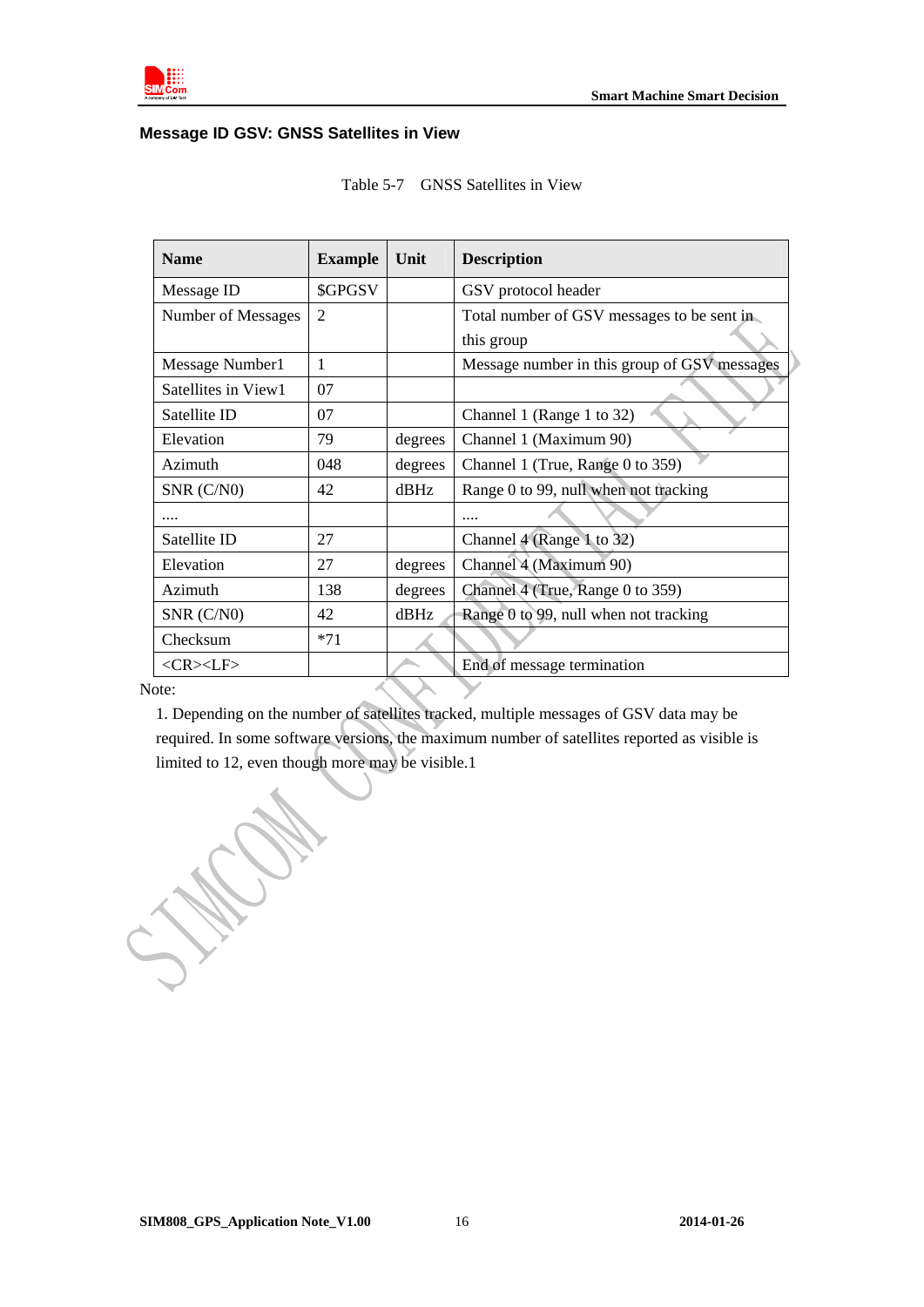### Message ID GSV: GNSS Satellites in View

Table 5-7 GNSS Satellites in View

| Name | Example | Unit | Description |
|---|---|---|---|
| Message ID | $GPGSV | | GSV protocol header |
| Number of Messages | 2 | | Total number of GSV messages to be sent in this group |
| Message Number1 | 1 | | Message number in this group of GSV messages |
| Satellites in View1 | 07 | | |
| Satellite ID | 07 | | Channel 1 (Range 1 to 32) |
| Elevation | 79 | degrees | Channel 1 (Maximum 90) |
| Azimuth | 048 | degrees | Channel 1 (True, Range 0 to 359) |
| SNR (C/N0) | 42 | dBHz | Range 0 to 99, null when not tracking |
| .... | | | .... |
| Satellite ID | 27 | | Channel 4 (Range 1 to 32) |
| Elevation | 27 | degrees | Channel 4 (Maximum 90) |
| Azimuth | 138 | degrees | Channel 4 (True, Range 0 to 359) |
| SNR (C/N0) | 42 | dBHz | Range 0 to 99, null when not tracking |
| Checksum | *71 | | |
| <CR><LF> | | | End of message termination |

Note:

1. Depending on the number of satellites tracked, multiple messages of GSV data may be required. In some software versions, the maximum number of satellites reported as visible is limited to 12, even though more may be visible.1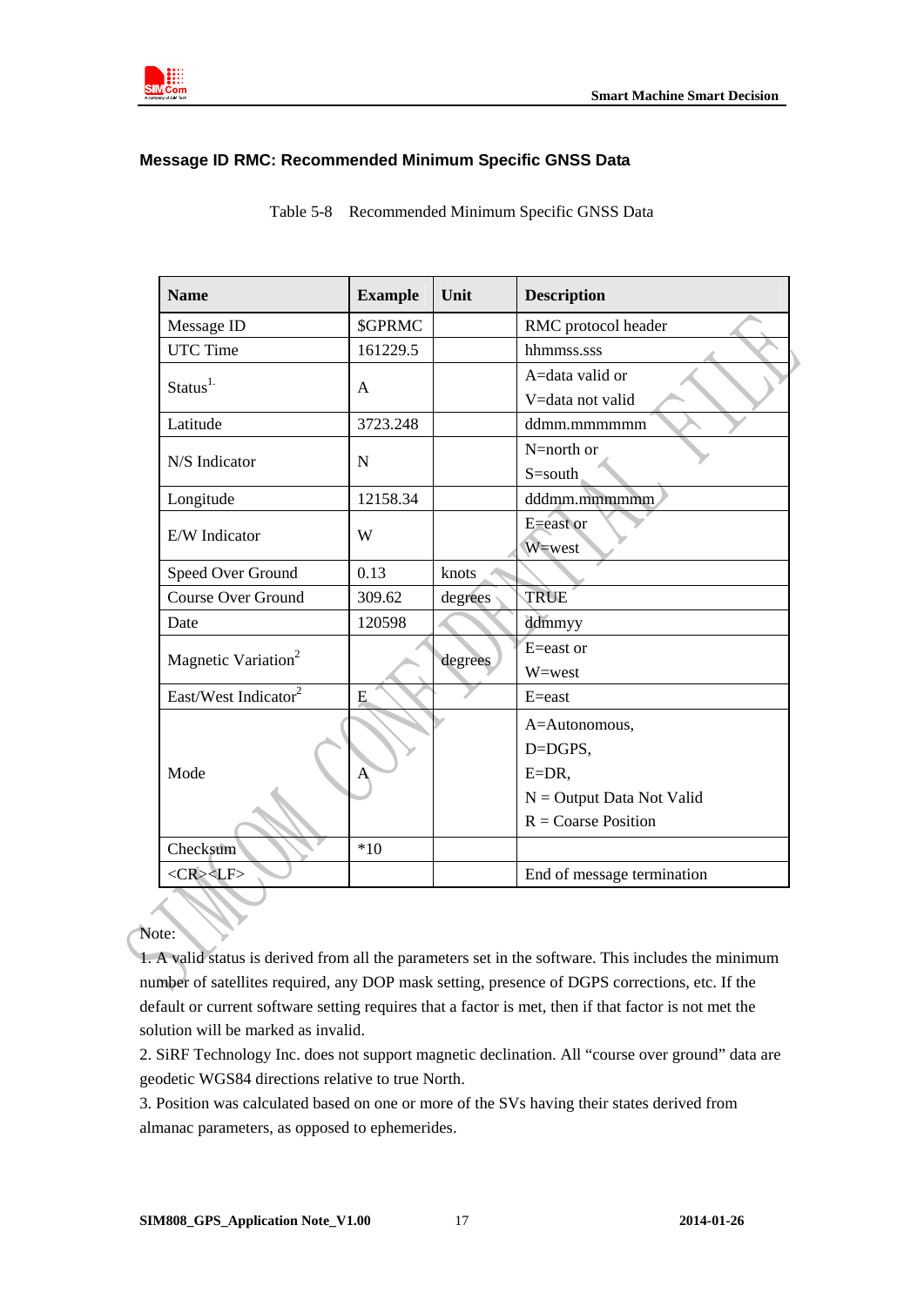### Message ID RMC: Recommended Minimum Specific GNSS Data

Table 5-8 Recommended Minimum Specific GNSS Data

| Name | Example | Unit | Description |
|---|---|---|---|
| Message ID | $GPRMC | | RMC protocol header |
| UTC Time | 161229.5 | | hhmmss.sss |
| Status[1.] | A | | A=data valid or V=data not valid |
| Latitude | 3723.248 | | ddmm.mmmmmm |
| N/S Indicator | N | | N=north or S=south |
| Longitude | 12158.34 | | dddmm.mmmmmm |
| E/W Indicator | W | | E=east or W=west |
| Speed Over Ground | 0.13 | knots | |
| Course Over Ground | 309.62 | degrees | TRUE |
| Date | 120598 | | ddmmyy |
| Magnetic Variation[2] | | degrees | E=east or W=west |
| East/West Indicator[2] | E | | E=east |
| Mode | A | | A=Autonomous, D=DGPS, E=DR, N = Output Data Not Valid R = Coarse Position |
| Checksum | *10 | | |
| <CR><LF> | | | End of message termination |

Note:

1. A valid status is derived from all the parameters set in the software. This includes the minimum number of satellites required, any DOP mask setting, presence of DGPS corrections, etc. If the default or current software setting requires that a factor is met, then if that factor is not met the solution will be marked as invalid.
2. SiRF Technology Inc. does not support magnetic declination. All "course over ground" data are geodetic WGS84 directions relative to true North.
3. Position was calculated based on one or more of the SVs having their states derived from almanac parameters, as opposed to ephemerides.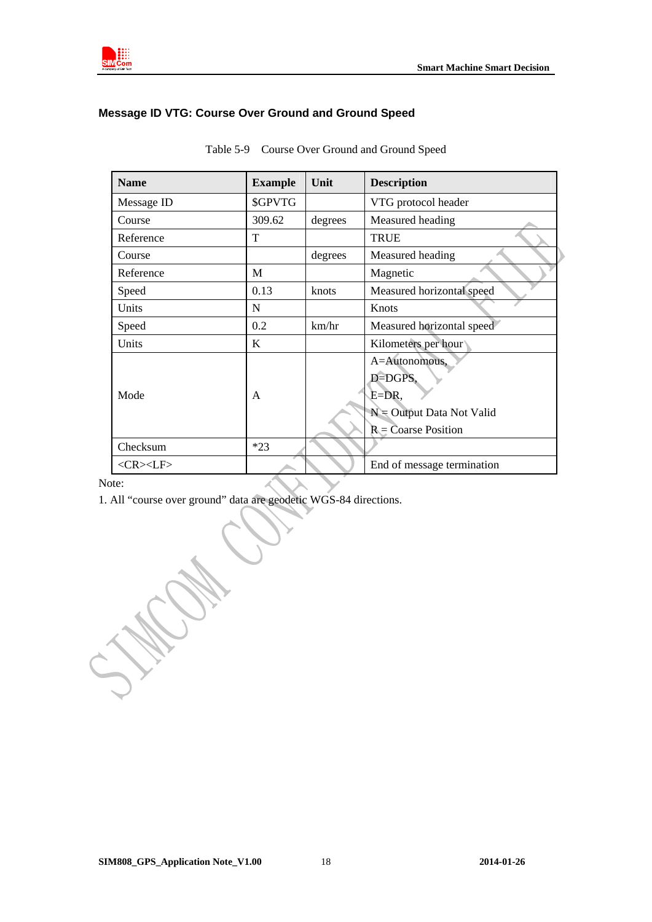### Message ID VTG: Course Over Ground and Ground Speed

Table 5-9 Course Over Ground and Ground Speed

| Name | Example | Unit | Description |
|---|---|---|---|
| Message ID | $GPVTG | | VTG protocol header |
| Course | 309.62 | degrees | Measured heading |
| Reference | T | | TRUE |
| Course | | degrees | Measured heading |
| Reference | M | | Magnetic |
| Speed | 0.13 | knots | Measured horizontal speed |
| Units | N | | Knots |
| Speed | 0.2 | km/hr | Measured horizontal speed |
| Units | K | | Kilometers per hour |
| Mode | A | | A=Autonomous,<br>D=DGPS,<br>E=DR,<br>N = Output Data Not Valid<br>R = Coarse Position |
| Checksum | *23 | | |
| <CR><LF> | | | End of message termination |

Note:

1. All "course over ground" data are geodetic WGS-84 directions.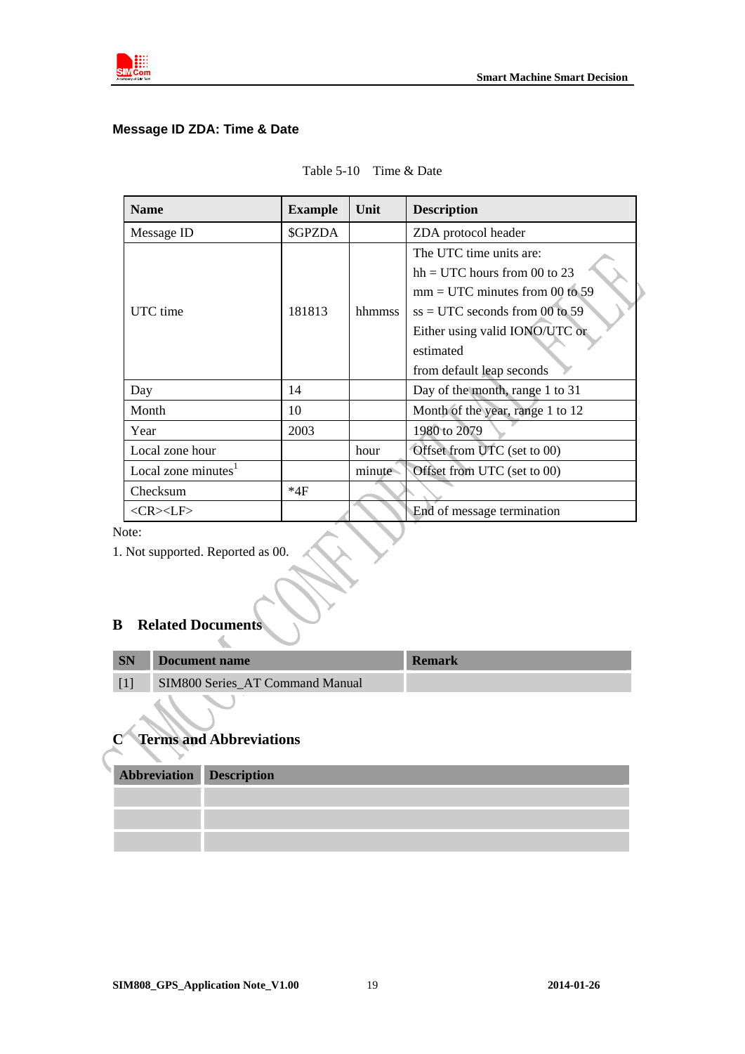### Message ID ZDA: Time & Date

Table 5-10 Time & Date

| Name | Example | Unit | Description |
|---|---|---|---|
| Message ID | $GPZDA | | ZDA protocol header |
| UTC time | 181813 | hhmmss | The UTC time units are:<br>hh = UTC hours from 00 to 23<br>mm = UTC minutes from 00 to 59<br>ss = UTC seconds from 00 to 59<br>Either using valid IONO/UTC or estimated<br>from default leap seconds |
| Day | 14 | | Day of the month, range 1 to 31 |
| Month | 10 | | Month of the year, range 1 to 12 |
| Year | 2003 | | 1980 to 2079 |
| Local zone hour | | hour | Offset from UTC (set to 00) |
| Local zone minutes[1] | | minute | Offset from UTC (set to 00) |
| Checksum | *4F | | |
| <CR><LF> | | | End of message termination |

Note:

1. Not supported. Reported as 00.

## B Related Documents

| SN | Document name | Remark |
|---|---|---|
| [1] | SIM800 Series_AT Command Manual | |

## C Terms and Abbreviations

| Abbreviation | Description |
|---|---|
| | |
| | |
| | |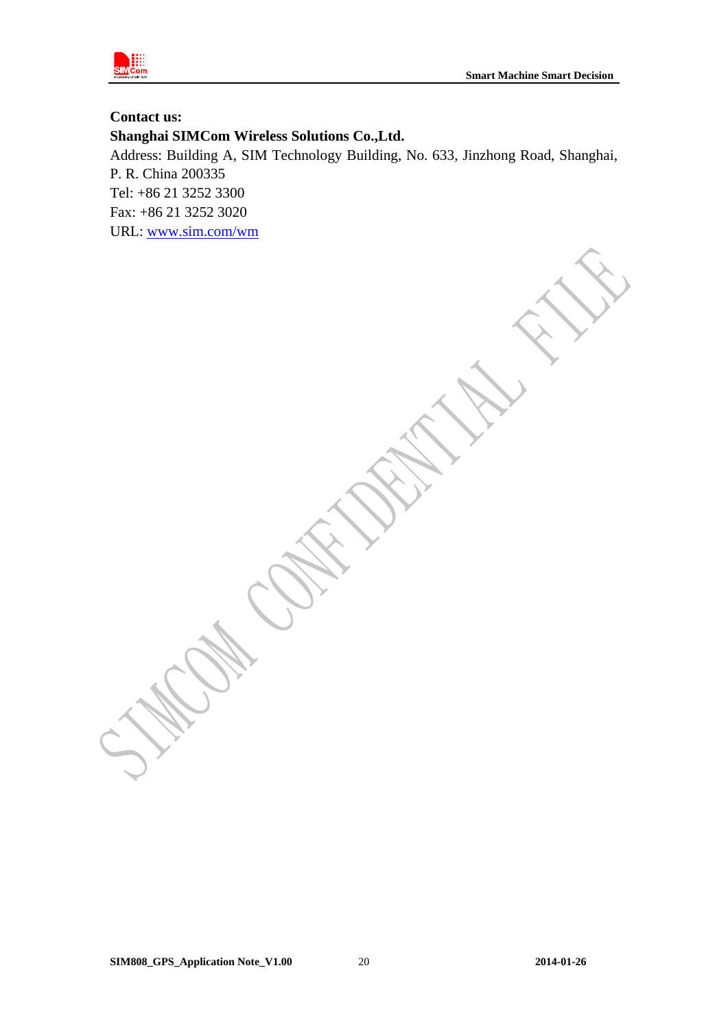**Contact us:**

**Shanghai SIMCom Wireless Solutions Co.,Ltd.**

Address: Building A, SIM Technology Building, No. 633, Jinzhong Road, Shanghai, P. R. China 200335

Tel: +86 21 3252 3300

Fax: +86 21 3252 3020

URL: www.sim.com/wm